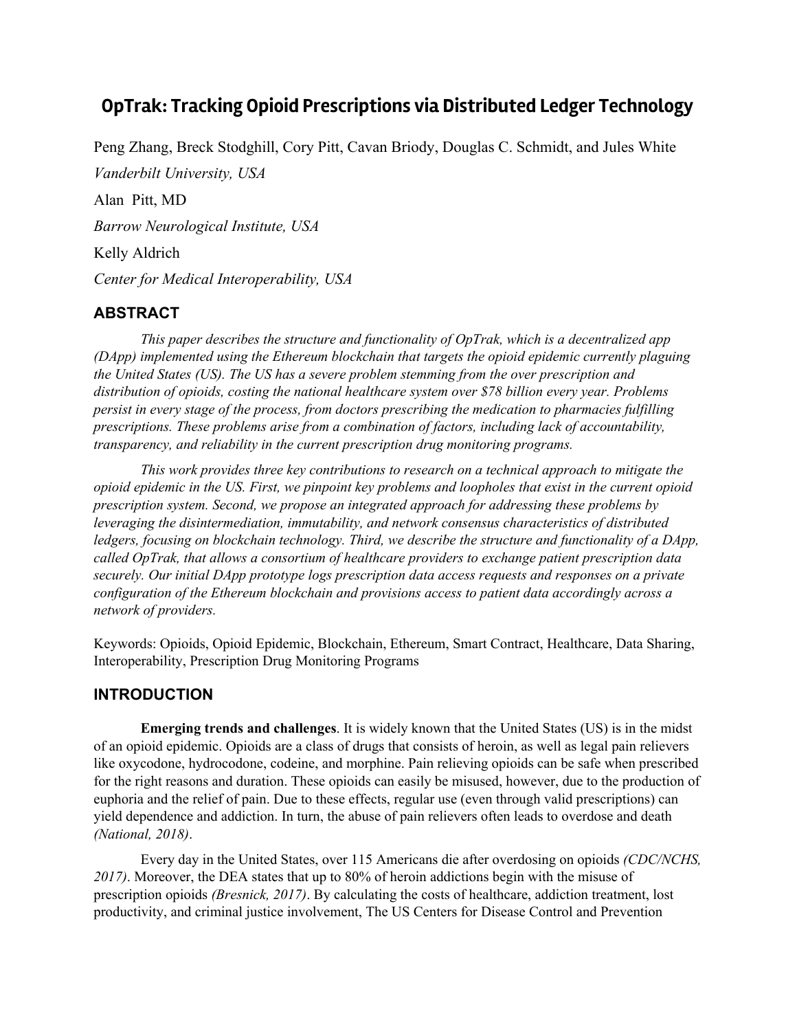# OpTrak: Tracking Opioid Prescriptions via Distributed Ledger Technology

Peng Zhang, Breck Stodghill, Cory Pitt, Cavan Briody, Douglas C. Schmidt, and Jules White

*Vanderbilt University, USA*

Alan Pitt, MD

*Barrow Neurological Institute, USA*

Kelly Aldrich

*Center for Medical Interoperability, USA*

## ABSTRACT

*This paper describes the structure and functionality of OpTrak, which is a decentralized app (DApp) implemented using the Ethereum blockchain that targets the opioid epidemic currently plaguing the United States (US). The US has a severe problem stemming from the over prescription and distribution of opioids, costing the national healthcare system over $78 billion every year. Problems persist in every stage of the process, from doctors prescribing the medication to pharmacies fulfilling prescriptions. These problems arise from a combination of factors, including lack of accountability, transparency, and reliability in the current prescription drug monitoring programs.*

*This work provides three key contributions to research on a technical approach to mitigate the opioid epidemic in the US. First, we pinpoint key problems and loopholes that exist in the current opioid prescription system. Second, we propose an integrated approach for addressing these problems by leveraging the disintermediation, immutability, and network consensus characteristics of distributed ledgers, focusing on blockchain technology. Third, we describe the structure and functionality of a DApp, called OpTrak, that allows a consortium of healthcare providers to exchange patient prescription data securely. Our initial DApp prototype logs prescription data access requests and responses on a private configuration of the Ethereum blockchain and provisions access to patient data accordingly across a network of providers.*

Keywords: Opioids, Opioid Epidemic, Blockchain, Ethereum, Smart Contract, Healthcare, Data Sharing, Interoperability, Prescription Drug Monitoring Programs

## INTRODUCTION

**Emerging trends and challenges**. It is widely known that the United States (US) is in the midst of an opioid epidemic. Opioids are a class of drugs that consists of heroin, as well as legal pain relievers like oxycodone, hydrocodone, codeine, and morphine. Pain relieving opioids can be safe when prescribed for the right reasons and duration. These opioids can easily be misused, however, due to the production of euphoria and the relief of pain. Due to these effects, regular use (even through valid prescriptions) can yield dependence and addiction. In turn, the abuse of pain relievers often leads to overdose and death *(National, 2018)*.

Every day in the United States, over 115 Americans die after overdosing on opioids *(CDC/NCHS, 2017)*. Moreover, the DEA states that up to 80% of heroin addictions begin with the misuse of prescription opioids *(Bresnick, 2017)*. By calculating the costs of healthcare, addiction treatment, lost productivity, and criminal justice involvement, The US Centers for Disease Control and Prevention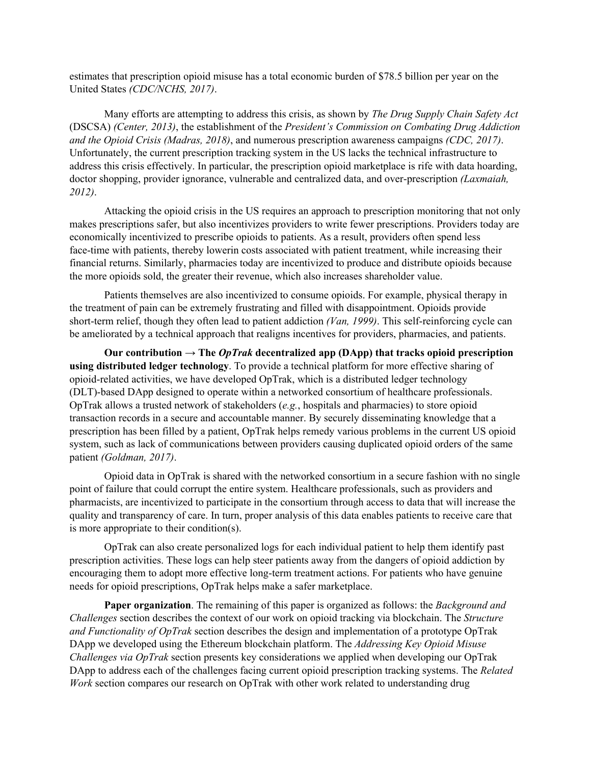estimates that prescription opioid misuse has a total economic burden of $78.5 billion per year on the United States *(CDC/NCHS, 2017)*.

Many efforts are attempting to address this crisis, as shown by *The Drug Supply Chain Safety Act* (DSCSA) *(Center, 2013)*, the establishment of the *President's Commission on Combating Drug Addiction and the Opioid Crisis (Madras, 2018)*, and numerous prescription awareness campaigns *(CDC, 2017)*. Unfortunately, the current prescription tracking system in the US lacks the technical infrastructure to address this crisis effectively. In particular, the prescription opioid marketplace is rife with data hoarding, doctor shopping, provider ignorance, vulnerable and centralized data, and over-prescription *(Laxmaiah, 2012)*.

Attacking the opioid crisis in the US requires an approach to prescription monitoring that not only makes prescriptions safer, but also incentivizes providers to write fewer prescriptions. Providers today are economically incentivized to prescribe opioids to patients. As a result, providers often spend less face-time with patients, thereby lowerin costs associated with patient treatment, while increasing their financial returns. Similarly, pharmacies today are incentivized to produce and distribute opioids because the more opioids sold, the greater their revenue, which also increases shareholder value.

Patients themselves are also incentivized to consume opioids. For example, physical therapy in the treatment of pain can be extremely frustrating and filled with disappointment. Opioids provide short-term relief, though they often lead to patient addiction *(Van, 1999)*. This self-reinforcing cycle can be ameliorated by a technical approach that realigns incentives for providers, pharmacies, and patients.

**Our contribution → The *OpTrak* decentralized app (DApp) that tracks opioid prescription using distributed ledger technology**. To provide a technical platform for more effective sharing of opioid-related activities, we have developed OpTrak, which is a distributed ledger technology (DLT)-based DApp designed to operate within a networked consortium of healthcare professionals. OpTrak allows a trusted network of stakeholders (*e.g.*, hospitals and pharmacies) to store opioid transaction records in a secure and accountable manner. By securely disseminating knowledge that a prescription has been filled by a patient, OpTrak helps remedy various problems in the current US opioid system, such as lack of communications between providers causing duplicated opioid orders of the same patient *(Goldman, 2017)*.

Opioid data in OpTrak is shared with the networked consortium in a secure fashion with no single point of failure that could corrupt the entire system. Healthcare professionals, such as providers and pharmacists, are incentivized to participate in the consortium through access to data that will increase the quality and transparency of care. In turn, proper analysis of this data enables patients to receive care that is more appropriate to their condition(s).

OpTrak can also create personalized logs for each individual patient to help them identify past prescription activities. These logs can help steer patients away from the dangers of opioid addiction by encouraging them to adopt more effective long-term treatment actions. For patients who have genuine needs for opioid prescriptions, OpTrak helps make a safer marketplace.

**Paper organization**. The remaining of this paper is organized as follows: the *Background and Challenges* section describes the context of our work on opioid tracking via blockchain. The *Structure and Functionality of OpTrak* section describes the design and implementation of a prototype OpTrak DApp we developed using the Ethereum blockchain platform. The *Addressing Key Opioid Misuse Challenges via OpTrak* section presents key considerations we applied when developing our OpTrak DApp to address each of the challenges facing current opioid prescription tracking systems. The *Related Work* section compares our research on OpTrak with other work related to understanding drug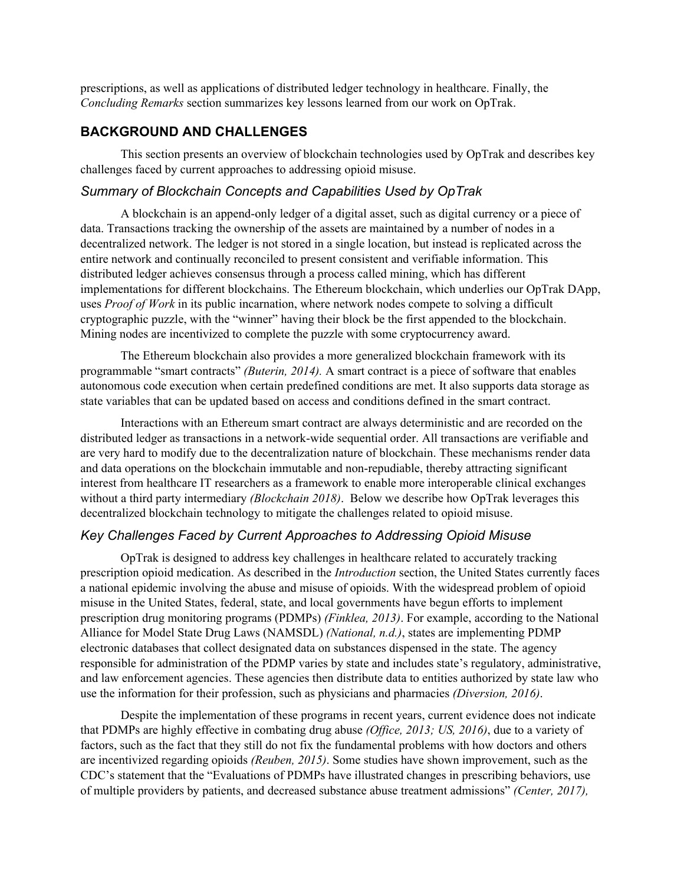prescriptions, as well as applications of distributed ledger technology in healthcare. Finally, the *Concluding Remarks* section summarizes key lessons learned from our work on OpTrak.

## BACKGROUND AND CHALLENGES

This section presents an overview of blockchain technologies used by OpTrak and describes key challenges faced by current approaches to addressing opioid misuse.

### *Summary of Blockchain Concepts and Capabilities Used by OpTrak*

A blockchain is an append-only ledger of a digital asset, such as digital currency or a piece of data. Transactions tracking the ownership of the assets are maintained by a number of nodes in a decentralized network. The ledger is not stored in a single location, but instead is replicated across the entire network and continually reconciled to present consistent and verifiable information. This distributed ledger achieves consensus through a process called mining, which has different implementations for different blockchains. The Ethereum blockchain, which underlies our OpTrak DApp, uses *Proof of Work* in its public incarnation, where network nodes compete to solving a difficult cryptographic puzzle, with the "winner" having their block be the first appended to the blockchain. Mining nodes are incentivized to complete the puzzle with some cryptocurrency award.

The Ethereum blockchain also provides a more generalized blockchain framework with its programmable "smart contracts" *(Buterin, 2014).* A smart contract is a piece of software that enables autonomous code execution when certain predefined conditions are met. It also supports data storage as state variables that can be updated based on access and conditions defined in the smart contract.

Interactions with an Ethereum smart contract are always deterministic and are recorded on the distributed ledger as transactions in a network-wide sequential order. All transactions are verifiable and are very hard to modify due to the decentralization nature of blockchain. These mechanisms render data and data operations on the blockchain immutable and non-repudiable, thereby attracting significant interest from healthcare IT researchers as a framework to enable more interoperable clinical exchanges without a third party intermediary *(Blockchain 2018)*. Below we describe how OpTrak leverages this decentralized blockchain technology to mitigate the challenges related to opioid misuse.

### *Key Challenges Faced by Current Approaches to Addressing Opioid Misuse*

OpTrak is designed to address key challenges in healthcare related to accurately tracking prescription opioid medication. As described in the *Introduction* section, the United States currently faces a national epidemic involving the abuse and misuse of opioids. With the widespread problem of opioid misuse in the United States, federal, state, and local governments have begun efforts to implement prescription drug monitoring programs (PDMPs) *(Finklea, 2013)*. For example, according to the National Alliance for Model State Drug Laws (NAMSDL) *(National, n.d.)*, states are implementing PDMP electronic databases that collect designated data on substances dispensed in the state. The agency responsible for administration of the PDMP varies by state and includes state's regulatory, administrative, and law enforcement agencies. These agencies then distribute data to entities authorized by state law who use the information for their profession, such as physicians and pharmacies *(Diversion, 2016)*.

Despite the implementation of these programs in recent years, current evidence does not indicate that PDMPs are highly effective in combating drug abuse *(Office, 2013; US, 2016)*, due to a variety of factors, such as the fact that they still do not fix the fundamental problems with how doctors and others are incentivized regarding opioids *(Reuben, 2015)*. Some studies have shown improvement, such as the CDC's statement that the "Evaluations of PDMPs have illustrated changes in prescribing behaviors, use of multiple providers by patients, and decreased substance abuse treatment admissions" *(Center, 2017),*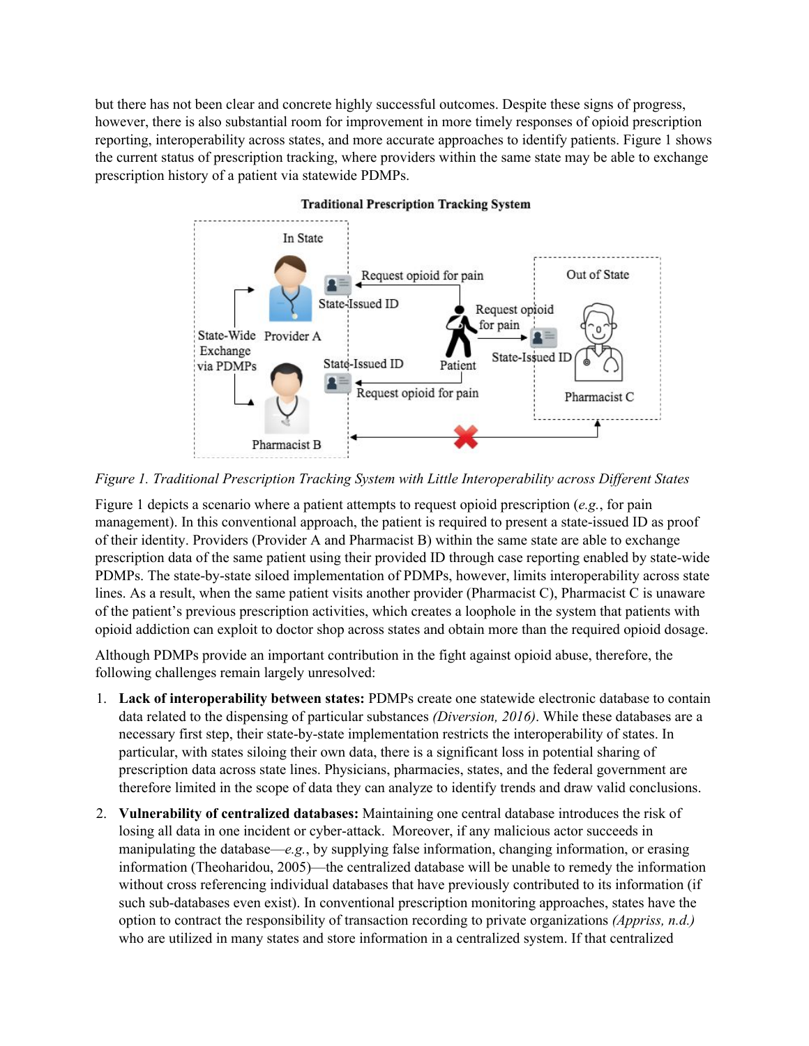but there has not been clear and concrete highly successful outcomes. Despite these signs of progress, however, there is also substantial room for improvement in more timely responses of opioid prescription reporting, interoperability across states, and more accurate approaches to identify patients. Figure 1 shows the current status of prescription tracking, where providers within the same state may be able to exchange prescription history of a patient via statewide PDMPs.

*Figure 1. Traditional Prescription Tracking System with Little Interoperability across Different States*

Figure 1 depicts a scenario where a patient attempts to request opioid prescription (*e.g.*, for pain management). In this conventional approach, the patient is required to present a state-issued ID as proof of their identity. Providers (Provider A and Pharmacist B) within the same state are able to exchange prescription data of the same patient using their provided ID through case reporting enabled by state-wide PDMPs. The state-by-state siloed implementation of PDMPs, however, limits interoperability across state lines. As a result, when the same patient visits another provider (Pharmacist C), Pharmacist C is unaware of the patient's previous prescription activities, which creates a loophole in the system that patients with opioid addiction can exploit to doctor shop across states and obtain more than the required opioid dosage.

Although PDMPs provide an important contribution in the fight against opioid abuse, therefore, the following challenges remain largely unresolved:

1. **Lack of interoperability between states:** PDMPs create one statewide electronic database to contain data related to the dispensing of particular substances *(Diversion, 2016)*. While these databases are a necessary first step, their state-by-state implementation restricts the interoperability of states. In particular, with states siloing their own data, there is a significant loss in potential sharing of prescription data across state lines. Physicians, pharmacies, states, and the federal government are therefore limited in the scope of data they can analyze to identify trends and draw valid conclusions.
2. **Vulnerability of centralized databases:** Maintaining one central database introduces the risk of losing all data in one incident or cyber-attack. Moreover, if any malicious actor succeeds in manipulating the database—*e.g.*, by supplying false information, changing information, or erasing information (Theoharidou, 2005)—the centralized database will be unable to remedy the information without cross referencing individual databases that have previously contributed to its information (if such sub-databases even exist). In conventional prescription monitoring approaches, states have the option to contract the responsibility of transaction recording to private organizations *(Appriss, n.d.)* who are utilized in many states and store information in a centralized system. If that centralized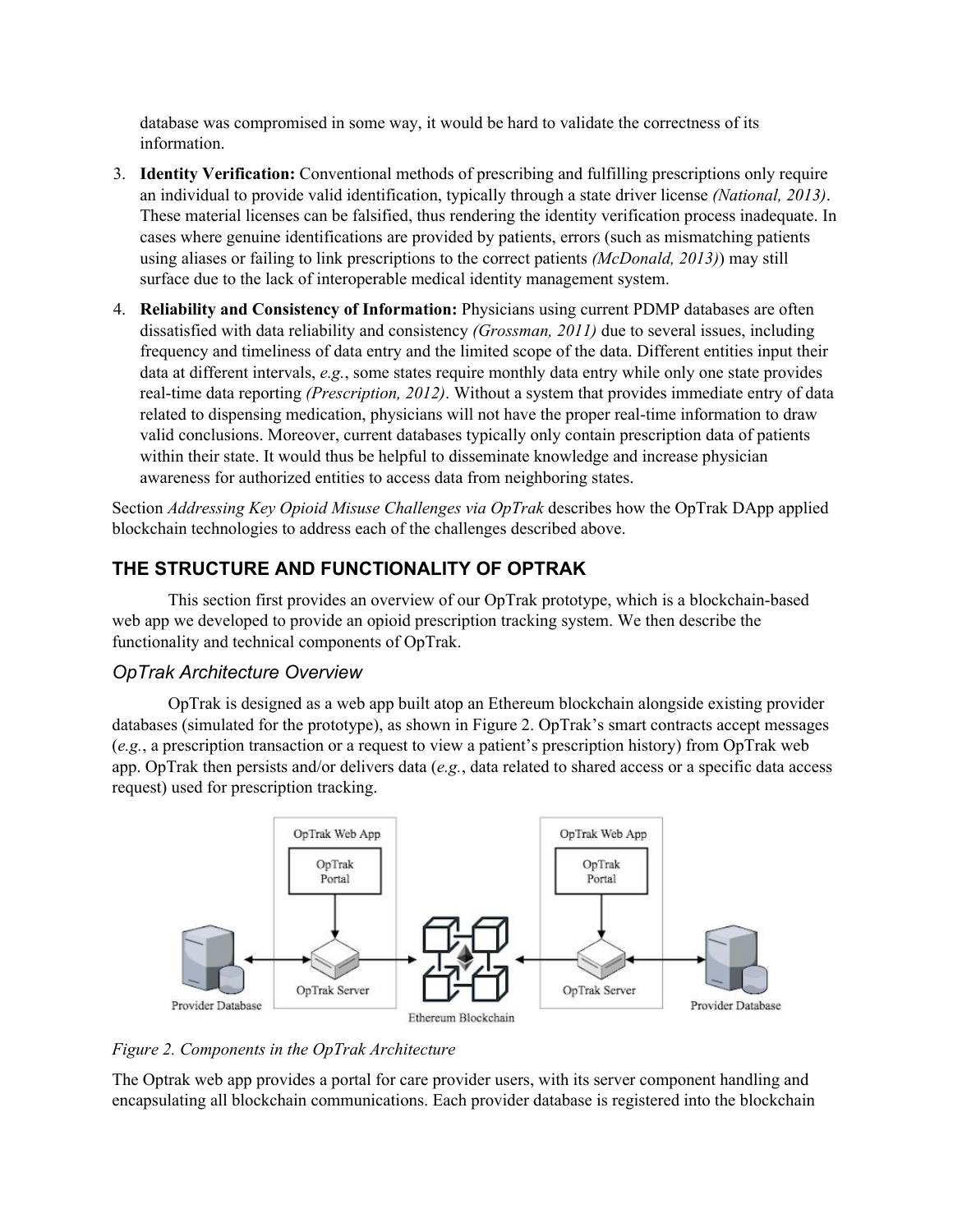database was compromised in some way, it would be hard to validate the correctness of its information.

3. **Identity Verification:** Conventional methods of prescribing and fulfilling prescriptions only require an individual to provide valid identification, typically through a state driver license *(National, 2013)*. These material licenses can be falsified, thus rendering the identity verification process inadequate. In cases where genuine identifications are provided by patients, errors (such as mismatching patients using aliases or failing to link prescriptions to the correct patients *(McDonald, 2013)*) may still surface due to the lack of interoperable medical identity management system.

4. **Reliability and Consistency of Information:** Physicians using current PDMP databases are often dissatisfied with data reliability and consistency *(Grossman, 2011)* due to several issues, including frequency and timeliness of data entry and the limited scope of the data. Different entities input their data at different intervals, *e.g.*, some states require monthly data entry while only one state provides real-time data reporting *(Prescription, 2012)*. Without a system that provides immediate entry of data related to dispensing medication, physicians will not have the proper real-time information to draw valid conclusions. Moreover, current databases typically only contain prescription data of patients within their state. It would thus be helpful to disseminate knowledge and increase physician awareness for authorized entities to access data from neighboring states.

Section *Addressing Key Opioid Misuse Challenges via OpTrak* describes how the OpTrak DApp applied blockchain technologies to address each of the challenges described above.

## THE STRUCTURE AND FUNCTIONALITY OF OPTRAK

This section first provides an overview of our OpTrak prototype, which is a blockchain-based web app we developed to provide an opioid prescription tracking system. We then describe the functionality and technical components of OpTrak.

### *OpTrak Architecture Overview*

OpTrak is designed as a web app built atop an Ethereum blockchain alongside existing provider databases (simulated for the prototype), as shown in Figure 2. OpTrak's smart contracts accept messages (*e.g.*, a prescription transaction or a request to view a patient's prescription history) from OpTrak web app. OpTrak then persists and/or delivers data (*e.g.*, data related to shared access or a specific data access request) used for prescription tracking.

*Figure 2. Components in the OpTrak Architecture*

The Optrak web app provides a portal for care provider users, with its server component handling and encapsulating all blockchain communications. Each provider database is registered into the blockchain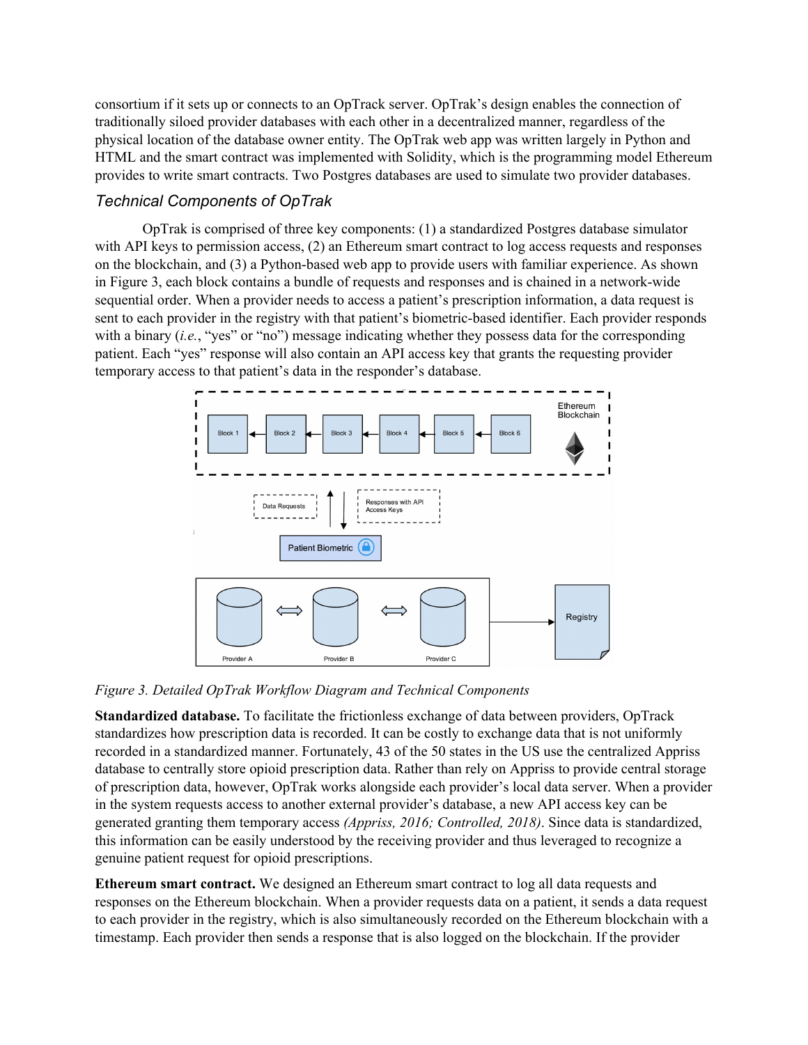consortium if it sets up or connects to an OpTrack server. OpTrak's design enables the connection of traditionally siloed provider databases with each other in a decentralized manner, regardless of the physical location of the database owner entity. The OpTrak web app was written largely in Python and HTML and the smart contract was implemented with Solidity, which is the programming model Ethereum provides to write smart contracts. Two Postgres databases are used to simulate two provider databases.

### *Technical Components of OpTrak*

OpTrak is comprised of three key components: (1) a standardized Postgres database simulator with API keys to permission access, (2) an Ethereum smart contract to log access requests and responses on the blockchain, and (3) a Python-based web app to provide users with familiar experience. As shown in Figure 3, each block contains a bundle of requests and responses and is chained in a network-wide sequential order. When a provider needs to access a patient's prescription information, a data request is sent to each provider in the registry with that patient's biometric-based identifier. Each provider responds with a binary (*i.e.*, "yes" or "no") message indicating whether they possess data for the corresponding patient. Each "yes" response will also contain an API access key that grants the requesting provider temporary access to that patient's data in the responder's database.

*Figure 3. Detailed OpTrak Workflow Diagram and Technical Components*

**Standardized database.** To facilitate the frictionless exchange of data between providers, OpTrack standardizes how prescription data is recorded. It can be costly to exchange data that is not uniformly recorded in a standardized manner. Fortunately, 43 of the 50 states in the US use the centralized Appriss database to centrally store opioid prescription data. Rather than rely on Appriss to provide central storage of prescription data, however, OpTrak works alongside each provider's local data server. When a provider in the system requests access to another external provider's database, a new API access key can be generated granting them temporary access *(Appriss, 2016; Controlled, 2018)*. Since data is standardized, this information can be easily understood by the receiving provider and thus leveraged to recognize a genuine patient request for opioid prescriptions.

**Ethereum smart contract.** We designed an Ethereum smart contract to log all data requests and responses on the Ethereum blockchain. When a provider requests data on a patient, it sends a data request to each provider in the registry, which is also simultaneously recorded on the Ethereum blockchain with a timestamp. Each provider then sends a response that is also logged on the blockchain. If the provider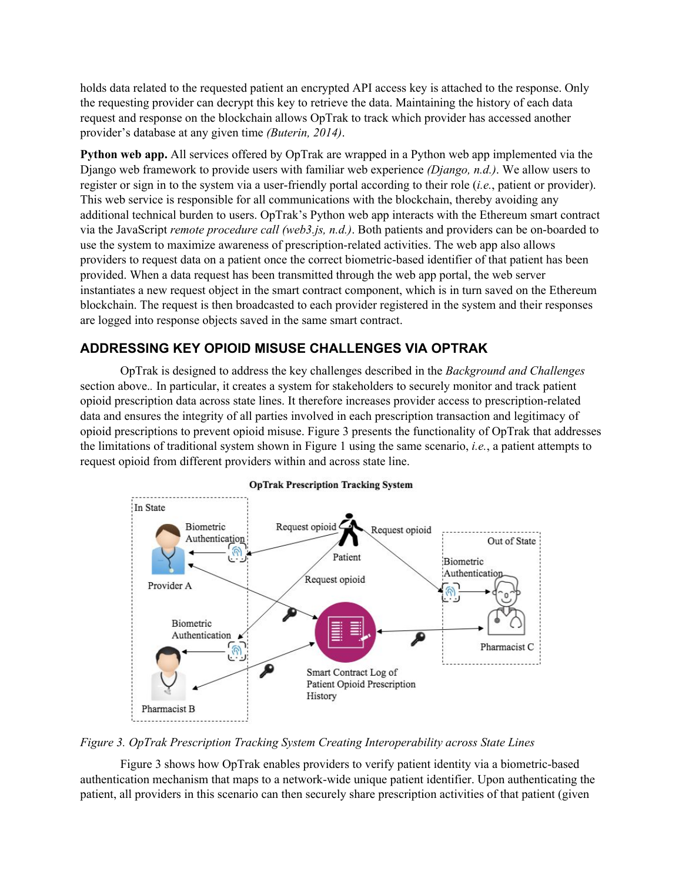holds data related to the requested patient an encrypted API access key is attached to the response. Only the requesting provider can decrypt this key to retrieve the data. Maintaining the history of each data request and response on the blockchain allows OpTrak to track which provider has accessed another provider's database at any given time *(Buterin, 2014)*.

**Python web app.** All services offered by OpTrak are wrapped in a Python web app implemented via the Django web framework to provide users with familiar web experience *(Django, n.d.)*. We allow users to register or sign in to the system via a user-friendly portal according to their role (*i.e.*, patient or provider). This web service is responsible for all communications with the blockchain, thereby avoiding any additional technical burden to users. OpTrak's Python web app interacts with the Ethereum smart contract via the JavaScript *remote procedure call (web3.js, n.d.)*. Both patients and providers can be on-boarded to use the system to maximize awareness of prescription-related activities. The web app also allows providers to request data on a patient once the correct biometric-based identifier of that patient has been provided. When a data request has been transmitted through the web app portal, the web server instantiates a new request object in the smart contract component, which is in turn saved on the Ethereum blockchain. The request is then broadcasted to each provider registered in the system and their responses are logged into response objects saved in the same smart contract.

## ADDRESSING KEY OPIOID MISUSE CHALLENGES VIA OPTRAK

OpTrak is designed to address the key challenges described in the *Background and Challenges* section above.. In particular, it creates a system for stakeholders to securely monitor and track patient opioid prescription data across state lines. It therefore increases provider access to prescription-related data and ensures the integrity of all parties involved in each prescription transaction and legitimacy of opioid prescriptions to prevent opioid misuse. Figure 3 presents the functionality of OpTrak that addresses the limitations of traditional system shown in Figure 1 using the same scenario, *i.e.*, a patient attempts to request opioid from different providers within and across state line.

*Figure 3. OpTrak Prescription Tracking System Creating Interoperability across State Lines*

Figure 3 shows how OpTrak enables providers to verify patient identity via a biometric-based authentication mechanism that maps to a network-wide unique patient identifier. Upon authenticating the patient, all providers in this scenario can then securely share prescription activities of that patient (given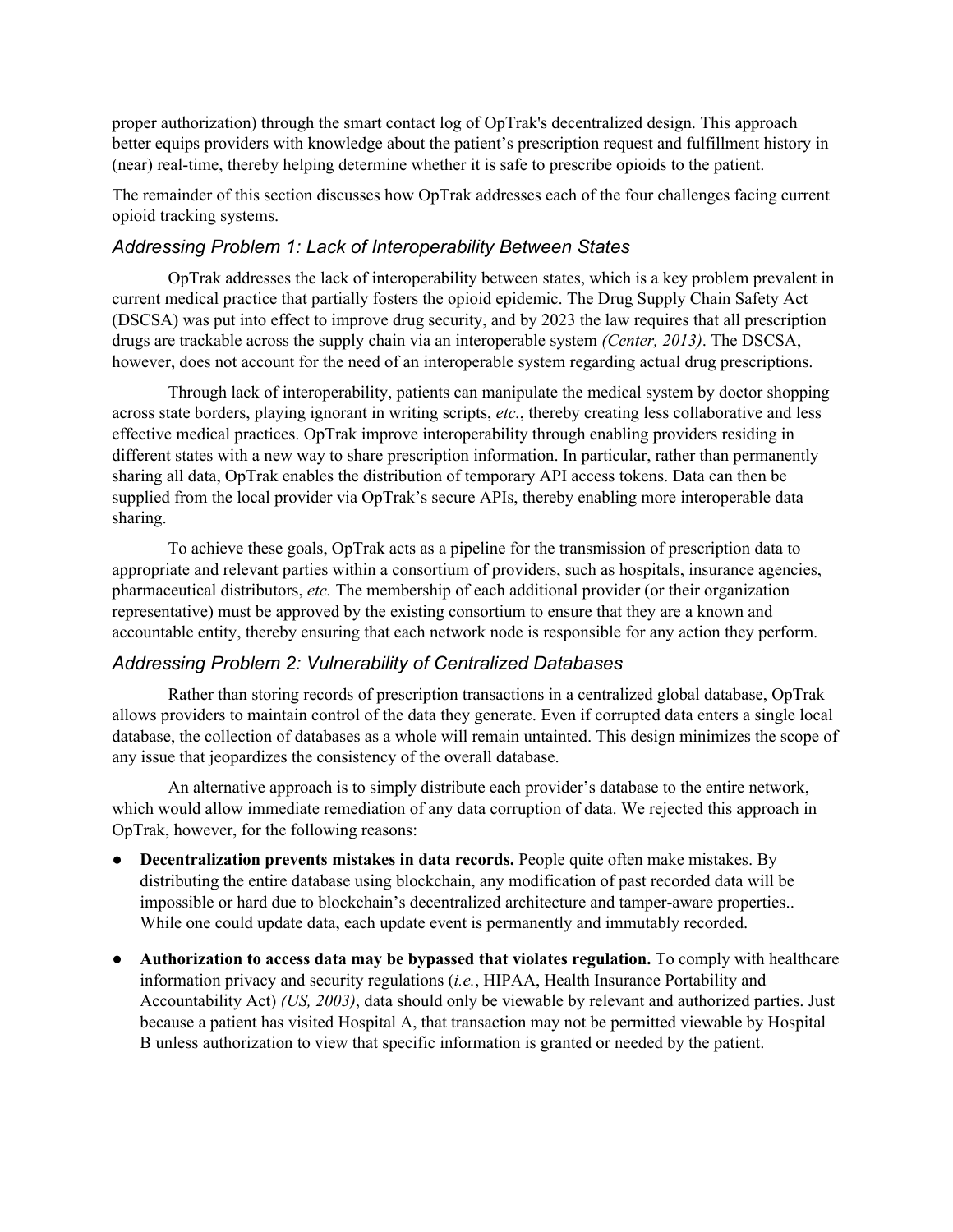proper authorization) through the smart contact log of OpTrak's decentralized design. This approach better equips providers with knowledge about the patient's prescription request and fulfillment history in (near) real-time, thereby helping determine whether it is safe to prescribe opioids to the patient.

The remainder of this section discusses how OpTrak addresses each of the four challenges facing current opioid tracking systems.

### *Addressing Problem 1: Lack of Interoperability Between States*

OpTrak addresses the lack of interoperability between states, which is a key problem prevalent in current medical practice that partially fosters the opioid epidemic. The Drug Supply Chain Safety Act (DSCSA) was put into effect to improve drug security, and by 2023 the law requires that all prescription drugs are trackable across the supply chain via an interoperable system *(Center, 2013)*. The DSCSA, however, does not account for the need of an interoperable system regarding actual drug prescriptions.

Through lack of interoperability, patients can manipulate the medical system by doctor shopping across state borders, playing ignorant in writing scripts, *etc.*, thereby creating less collaborative and less effective medical practices. OpTrak improve interoperability through enabling providers residing in different states with a new way to share prescription information. In particular, rather than permanently sharing all data, OpTrak enables the distribution of temporary API access tokens. Data can then be supplied from the local provider via OpTrak's secure APIs, thereby enabling more interoperable data sharing.

To achieve these goals, OpTrak acts as a pipeline for the transmission of prescription data to appropriate and relevant parties within a consortium of providers, such as hospitals, insurance agencies, pharmaceutical distributors, *etc.* The membership of each additional provider (or their organization representative) must be approved by the existing consortium to ensure that they are a known and accountable entity, thereby ensuring that each network node is responsible for any action they perform.

### *Addressing Problem 2: Vulnerability of Centralized Databases*

Rather than storing records of prescription transactions in a centralized global database, OpTrak allows providers to maintain control of the data they generate. Even if corrupted data enters a single local database, the collection of databases as a whole will remain untainted. This design minimizes the scope of any issue that jeopardizes the consistency of the overall database.

An alternative approach is to simply distribute each provider's database to the entire network, which would allow immediate remediation of any data corruption of data. We rejected this approach in OpTrak, however, for the following reasons:

- **Decentralization prevents mistakes in data records.** People quite often make mistakes. By distributing the entire database using blockchain, any modification of past recorded data will be impossible or hard due to blockchain's decentralized architecture and tamper-aware properties.. While one could update data, each update event is permanently and immutably recorded.
- **Authorization to access data may be bypassed that violates regulation.** To comply with healthcare information privacy and security regulations (*i.e.*, HIPAA, Health Insurance Portability and Accountability Act) *(US, 2003)*, data should only be viewable by relevant and authorized parties. Just because a patient has visited Hospital A, that transaction may not be permitted viewable by Hospital B unless authorization to view that specific information is granted or needed by the patient.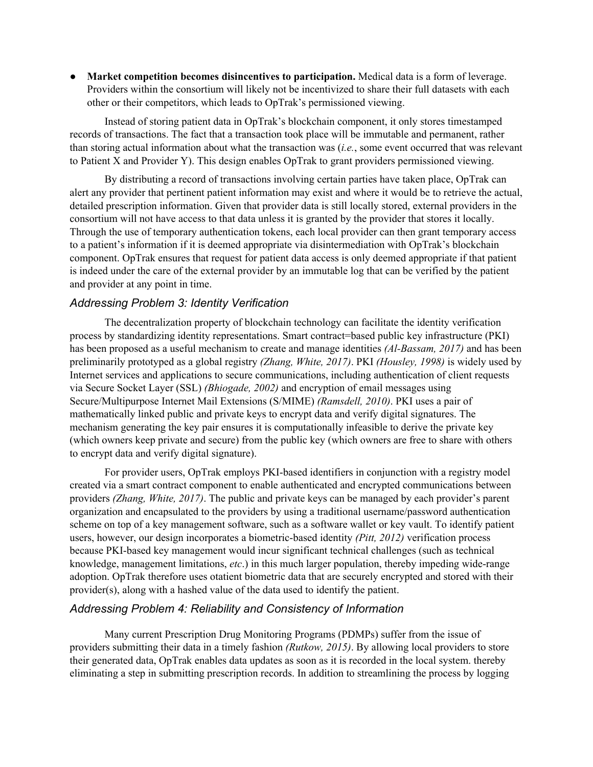- **Market competition becomes disincentives to participation.** Medical data is a form of leverage. Providers within the consortium will likely not be incentivized to share their full datasets with each other or their competitors, which leads to OpTrak's permissioned viewing.

Instead of storing patient data in OpTrak's blockchain component, it only stores timestamped records of transactions. The fact that a transaction took place will be immutable and permanent, rather than storing actual information about what the transaction was (*i.e.*, some event occurred that was relevant to Patient X and Provider Y). This design enables OpTrak to grant providers permissioned viewing.

By distributing a record of transactions involving certain parties have taken place, OpTrak can alert any provider that pertinent patient information may exist and where it would be to retrieve the actual, detailed prescription information. Given that provider data is still locally stored, external providers in the consortium will not have access to that data unless it is granted by the provider that stores it locally. Through the use of temporary authentication tokens, each local provider can then grant temporary access to a patient's information if it is deemed appropriate via disintermediation with OpTrak's blockchain component. OpTrak ensures that request for patient data access is only deemed appropriate if that patient is indeed under the care of the external provider by an immutable log that can be verified by the patient and provider at any point in time.

### *Addressing Problem 3: Identity Verification*

The decentralization property of blockchain technology can facilitate the identity verification process by standardizing identity representations. Smart contract=based public key infrastructure (PKI) has been proposed as a useful mechanism to create and manage identities *(Al-Bassam, 2017)* and has been preliminarily prototyped as a global registry *(Zhang, White, 2017)*. PKI *(Housley, 1998)* is widely used by Internet services and applications to secure communications, including authentication of client requests via Secure Socket Layer (SSL) *(Bhiogade, 2002)* and encryption of email messages using Secure/Multipurpose Internet Mail Extensions (S/MIME) *(Ramsdell, 2010)*. PKI uses a pair of mathematically linked public and private keys to encrypt data and verify digital signatures. The mechanism generating the key pair ensures it is computationally infeasible to derive the private key (which owners keep private and secure) from the public key (which owners are free to share with others to encrypt data and verify digital signature).

For provider users, OpTrak employs PKI-based identifiers in conjunction with a registry model created via a smart contract component to enable authenticated and encrypted communications between providers *(Zhang, White, 2017)*. The public and private keys can be managed by each provider's parent organization and encapsulated to the providers by using a traditional username/password authentication scheme on top of a key management software, such as a software wallet or key vault. To identify patient users, however, our design incorporates a biometric-based identity *(Pitt, 2012)* verification process because PKI-based key management would incur significant technical challenges (such as technical knowledge, management limitations, *etc*.) in this much larger population, thereby impeding wide-range adoption. OpTrak therefore uses otatient biometric data that are securely encrypted and stored with their provider(s), along with a hashed value of the data used to identify the patient.

### *Addressing Problem 4: Reliability and Consistency of Information*

Many current Prescription Drug Monitoring Programs (PDMPs) suffer from the issue of providers submitting their data in a timely fashion *(Rutkow, 2015)*. By allowing local providers to store their generated data, OpTrak enables data updates as soon as it is recorded in the local system. thereby eliminating a step in submitting prescription records. In addition to streamlining the process by logging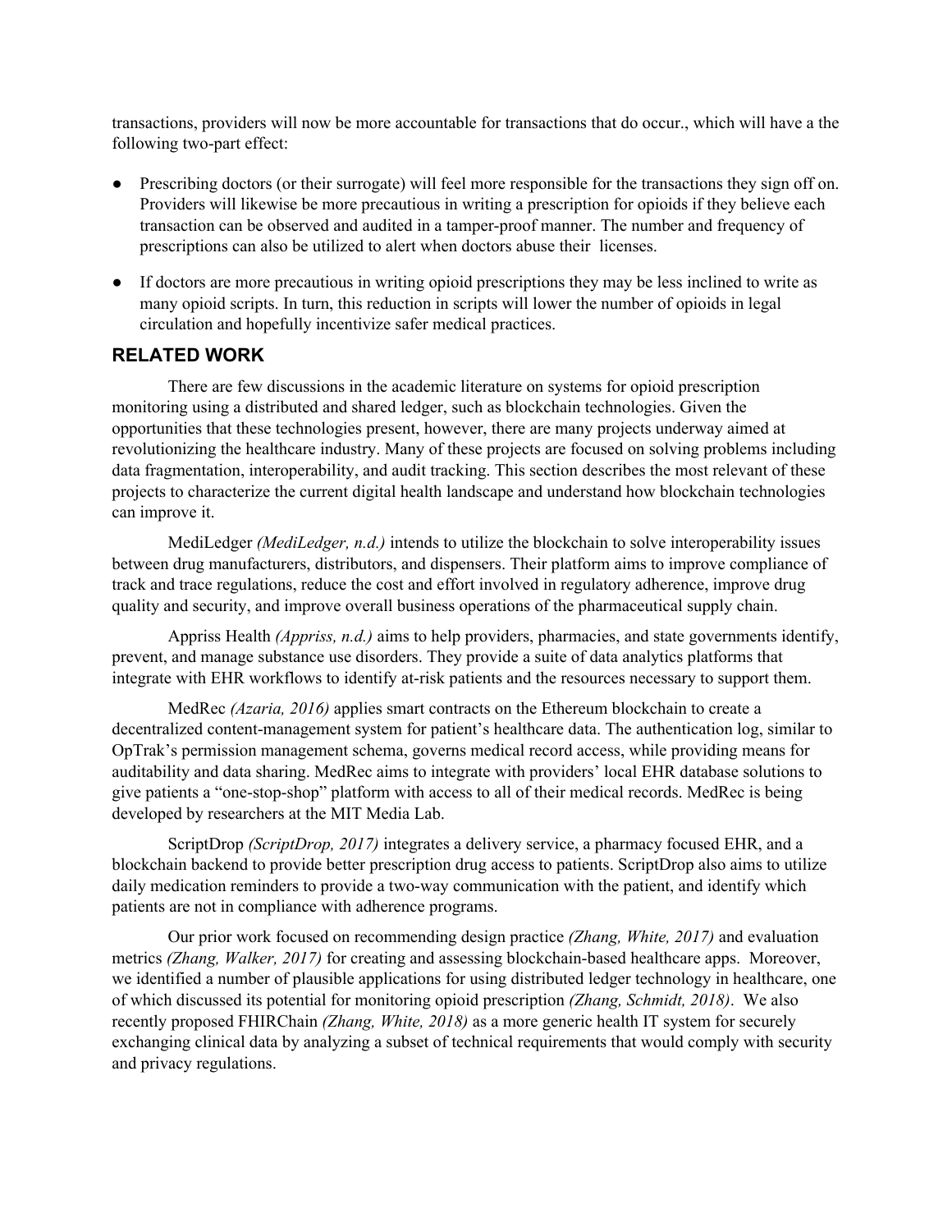transactions, providers will now be more accountable for transactions that do occur., which will have a the following two-part effect:

- Prescribing doctors (or their surrogate) will feel more responsible for the transactions they sign off on. Providers will likewise be more precautious in writing a prescription for opioids if they believe each transaction can be observed and audited in a tamper-proof manner. The number and frequency of prescriptions can also be utilized to alert when doctors abuse their licenses.
- If doctors are more precautious in writing opioid prescriptions they may be less inclined to write as many opioid scripts. In turn, this reduction in scripts will lower the number of opioids in legal circulation and hopefully incentivize safer medical practices.

## RELATED WORK

There are few discussions in the academic literature on systems for opioid prescription monitoring using a distributed and shared ledger, such as blockchain technologies. Given the opportunities that these technologies present, however, there are many projects underway aimed at revolutionizing the healthcare industry. Many of these projects are focused on solving problems including data fragmentation, interoperability, and audit tracking. This section describes the most relevant of these projects to characterize the current digital health landscape and understand how blockchain technologies can improve it.

MediLedger *(MediLedger, n.d.)* intends to utilize the blockchain to solve interoperability issues between drug manufacturers, distributors, and dispensers. Their platform aims to improve compliance of track and trace regulations, reduce the cost and effort involved in regulatory adherence, improve drug quality and security, and improve overall business operations of the pharmaceutical supply chain.

Appriss Health *(Appriss, n.d.)* aims to help providers, pharmacies, and state governments identify, prevent, and manage substance use disorders. They provide a suite of data analytics platforms that integrate with EHR workflows to identify at-risk patients and the resources necessary to support them.

MedRec *(Azaria, 2016)* applies smart contracts on the Ethereum blockchain to create a decentralized content-management system for patient's healthcare data. The authentication log, similar to OpTrak's permission management schema, governs medical record access, while providing means for auditability and data sharing. MedRec aims to integrate with providers' local EHR database solutions to give patients a "one-stop-shop" platform with access to all of their medical records. MedRec is being developed by researchers at the MIT Media Lab.

ScriptDrop *(ScriptDrop, 2017)* integrates a delivery service, a pharmacy focused EHR, and a blockchain backend to provide better prescription drug access to patients. ScriptDrop also aims to utilize daily medication reminders to provide a two-way communication with the patient, and identify which patients are not in compliance with adherence programs.

Our prior work focused on recommending design practice *(Zhang, White, 2017)* and evaluation metrics *(Zhang, Walker, 2017)* for creating and assessing blockchain-based healthcare apps. Moreover, we identified a number of plausible applications for using distributed ledger technology in healthcare, one of which discussed its potential for monitoring opioid prescription *(Zhang, Schmidt, 2018)*. We also recently proposed FHIRChain *(Zhang, White, 2018)* as a more generic health IT system for securely exchanging clinical data by analyzing a subset of technical requirements that would comply with security and privacy regulations.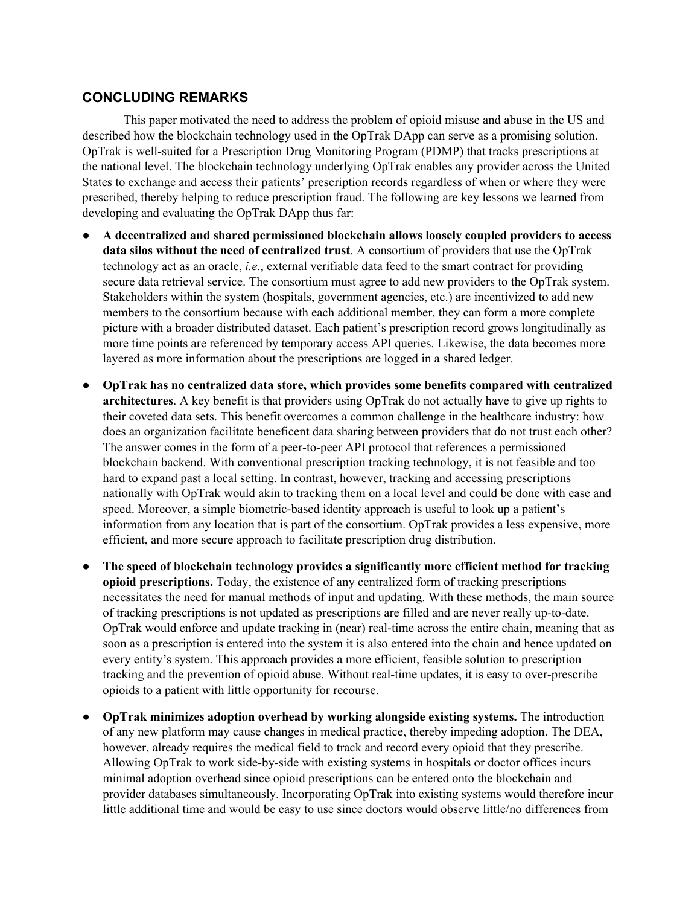## CONCLUDING REMARKS

This paper motivated the need to address the problem of opioid misuse and abuse in the US and described how the blockchain technology used in the OpTrak DApp can serve as a promising solution. OpTrak is well-suited for a Prescription Drug Monitoring Program (PDMP) that tracks prescriptions at the national level. The blockchain technology underlying OpTrak enables any provider across the United States to exchange and access their patients' prescription records regardless of when or where they were prescribed, thereby helping to reduce prescription fraud. The following are key lessons we learned from developing and evaluating the OpTrak DApp thus far:

- **A decentralized and shared permissioned blockchain allows loosely coupled providers to access data silos without the need of centralized trust**. A consortium of providers that use the OpTrak technology act as an oracle, *i.e.*, external verifiable data feed to the smart contract for providing secure data retrieval service. The consortium must agree to add new providers to the OpTrak system. Stakeholders within the system (hospitals, government agencies, etc.) are incentivized to add new members to the consortium because with each additional member, they can form a more complete picture with a broader distributed dataset. Each patient's prescription record grows longitudinally as more time points are referenced by temporary access API queries. Likewise, the data becomes more layered as more information about the prescriptions are logged in a shared ledger.
- **OpTrak has no centralized data store, which provides some benefits compared with centralized architectures**. A key benefit is that providers using OpTrak do not actually have to give up rights to their coveted data sets. This benefit overcomes a common challenge in the healthcare industry: how does an organization facilitate beneficent data sharing between providers that do not trust each other? The answer comes in the form of a peer-to-peer API protocol that references a permissioned blockchain backend. With conventional prescription tracking technology, it is not feasible and too hard to expand past a local setting. In contrast, however, tracking and accessing prescriptions nationally with OpTrak would akin to tracking them on a local level and could be done with ease and speed. Moreover, a simple biometric-based identity approach is useful to look up a patient's information from any location that is part of the consortium. OpTrak provides a less expensive, more efficient, and more secure approach to facilitate prescription drug distribution.
- **The speed of blockchain technology provides a significantly more efficient method for tracking opioid prescriptions.** Today, the existence of any centralized form of tracking prescriptions necessitates the need for manual methods of input and updating. With these methods, the main source of tracking prescriptions is not updated as prescriptions are filled and are never really up-to-date. OpTrak would enforce and update tracking in (near) real-time across the entire chain, meaning that as soon as a prescription is entered into the system it is also entered into the chain and hence updated on every entity's system. This approach provides a more efficient, feasible solution to prescription tracking and the prevention of opioid abuse. Without real-time updates, it is easy to over-prescribe opioids to a patient with little opportunity for recourse.
- **OpTrak minimizes adoption overhead by working alongside existing systems.** The introduction of any new platform may cause changes in medical practice, thereby impeding adoption. The DEA, however, already requires the medical field to track and record every opioid that they prescribe. Allowing OpTrak to work side-by-side with existing systems in hospitals or doctor offices incurs minimal adoption overhead since opioid prescriptions can be entered onto the blockchain and provider databases simultaneously. Incorporating OpTrak into existing systems would therefore incur little additional time and would be easy to use since doctors would observe little/no differences from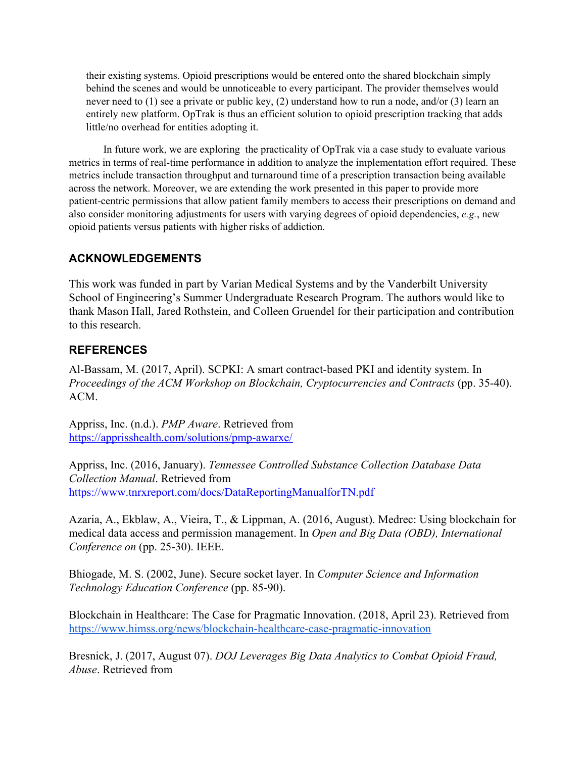their existing systems. Opioid prescriptions would be entered onto the shared blockchain simply behind the scenes and would be unnoticeable to every participant. The provider themselves would never need to (1) see a private or public key, (2) understand how to run a node, and/or (3) learn an entirely new platform. OpTrak is thus an efficient solution to opioid prescription tracking that adds little/no overhead for entities adopting it.

In future work, we are exploring the practicality of OpTrak via a case study to evaluate various metrics in terms of real-time performance in addition to analyze the implementation effort required. These metrics include transaction throughput and turnaround time of a prescription transaction being available across the network. Moreover, we are extending the work presented in this paper to provide more patient-centric permissions that allow patient family members to access their prescriptions on demand and also consider monitoring adjustments for users with varying degrees of opioid dependencies, *e.g.*, new opioid patients versus patients with higher risks of addiction.

## ACKNOWLEDGEMENTS

This work was funded in part by Varian Medical Systems and by the Vanderbilt University School of Engineering's Summer Undergraduate Research Program. The authors would like to thank Mason Hall, Jared Rothstein, and Colleen Gruendel for their participation and contribution to this research.

## REFERENCES

Al-Bassam, M. (2017, April). SCPKI: A smart contract-based PKI and identity system. In *Proceedings of the ACM Workshop on Blockchain, Cryptocurrencies and Contracts* (pp. 35-40). ACM.

Appriss, Inc. (n.d.). *PMP Aware*. Retrieved from https://apprisshealth.com/solutions/pmp-awarxe/

Appriss, Inc. (2016, January). *Tennessee Controlled Substance Collection Database Data Collection Manual*. Retrieved from https://www.tnrxreport.com/docs/DataReportingManualforTN.pdf

Azaria, A., Ekblaw, A., Vieira, T., & Lippman, A. (2016, August). Medrec: Using blockchain for medical data access and permission management. In *Open and Big Data (OBD), International Conference on* (pp. 25-30). IEEE.

Bhiogade, M. S. (2002, June). Secure socket layer. In *Computer Science and Information Technology Education Conference* (pp. 85-90).

Blockchain in Healthcare: The Case for Pragmatic Innovation. (2018, April 23). Retrieved from https://www.himss.org/news/blockchain-healthcare-case-pragmatic-innovation

Bresnick, J. (2017, August 07). *DOJ Leverages Big Data Analytics to Combat Opioid Fraud, Abuse*. Retrieved from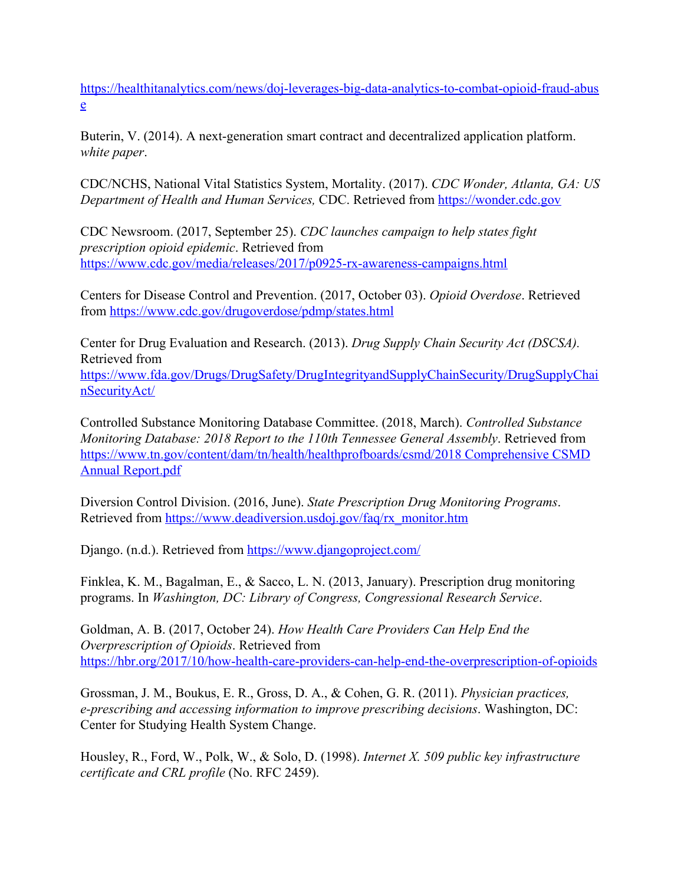https://healthitanalytics.com/news/doj-leverages-big-data-analytics-to-combat-opioid-fraud-abuse

Buterin, V. (2014). A next-generation smart contract and decentralized application platform. *white paper*.

CDC/NCHS, National Vital Statistics System, Mortality. (2017). *CDC Wonder, Atlanta, GA: US Department of Health and Human Services,* CDC. Retrieved from https://wonder.cdc.gov

CDC Newsroom. (2017, September 25). *CDC launches campaign to help states fight prescription opioid epidemic*. Retrieved from https://www.cdc.gov/media/releases/2017/p0925-rx-awareness-campaigns.html

Centers for Disease Control and Prevention. (2017, October 03). *Opioid Overdose*. Retrieved from https://www.cdc.gov/drugoverdose/pdmp/states.html

Center for Drug Evaluation and Research. (2013). *Drug Supply Chain Security Act (DSCSA).* Retrieved from https://www.fda.gov/Drugs/DrugSafety/DrugIntegrityandSupplyChainSecurity/DrugSupplyChainSecurityAct/

Controlled Substance Monitoring Database Committee. (2018, March). *Controlled Substance Monitoring Database: 2018 Report to the 110th Tennessee General Assembly*. Retrieved from https://www.tn.gov/content/dam/tn/health/healthprofboards/csmd/2018 Comprehensive CSMD Annual Report.pdf

Diversion Control Division. (2016, June). *State Prescription Drug Monitoring Programs*. Retrieved from https://www.deadiversion.usdoj.gov/faq/rx_monitor.htm

Django. (n.d.). Retrieved from https://www.djangoproject.com/

Finklea, K. M., Bagalman, E., & Sacco, L. N. (2013, January). Prescription drug monitoring programs. In *Washington, DC: Library of Congress, Congressional Research Service*.

Goldman, A. B. (2017, October 24). *How Health Care Providers Can Help End the Overprescription of Opioids*. Retrieved from https://hbr.org/2017/10/how-health-care-providers-can-help-end-the-overprescription-of-opioids

Grossman, J. M., Boukus, E. R., Gross, D. A., & Cohen, G. R. (2011). *Physician practices, e-prescribing and accessing information to improve prescribing decisions*. Washington, DC: Center for Studying Health System Change.

Housley, R., Ford, W., Polk, W., & Solo, D. (1998). *Internet X. 509 public key infrastructure certificate and CRL profile* (No. RFC 2459).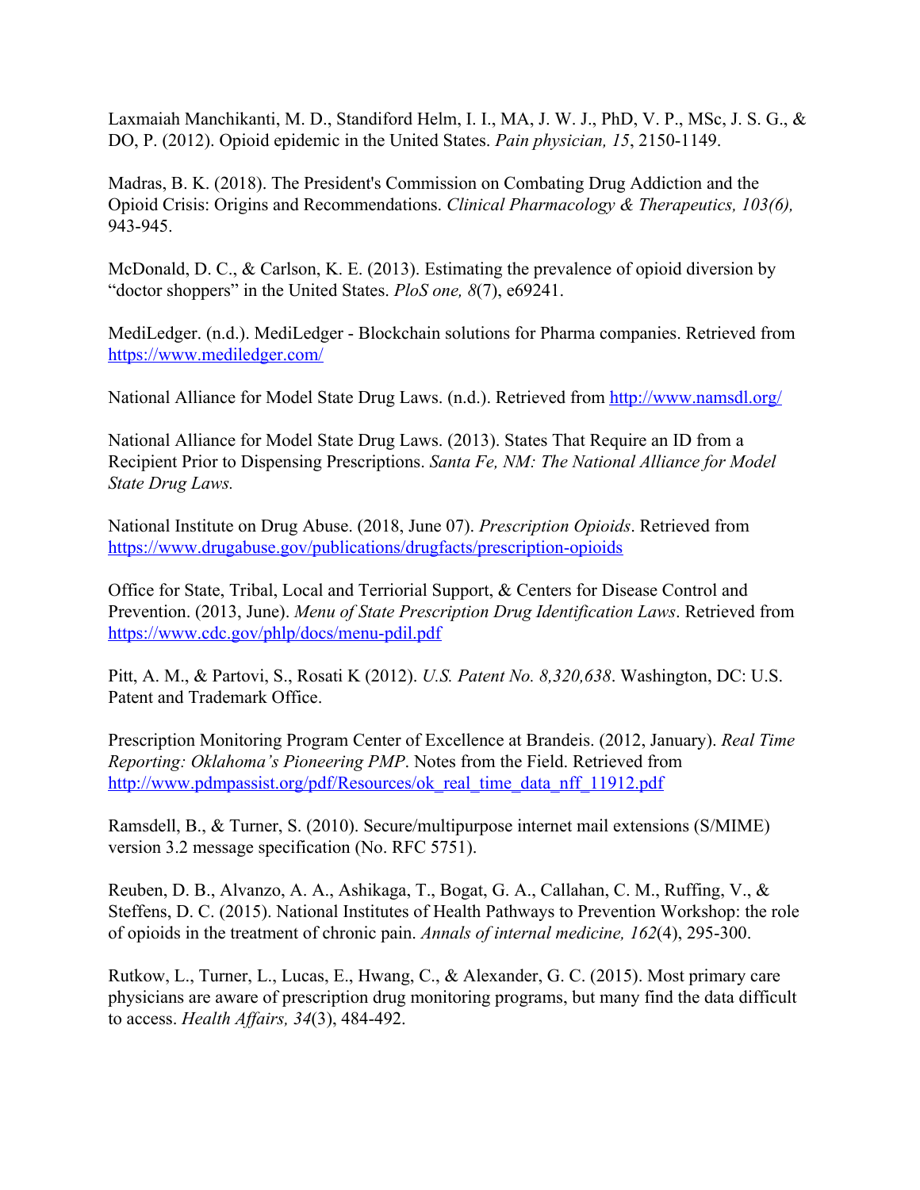Laxmaiah Manchikanti, M. D., Standiford Helm, I. I., MA, J. W. J., PhD, V. P., MSc, J. S. G., & DO, P. (2012). Opioid epidemic in the United States. *Pain physician, 15*, 2150-1149.

Madras, B. K. (2018). The President's Commission on Combating Drug Addiction and the Opioid Crisis: Origins and Recommendations. *Clinical Pharmacology & Therapeutics, 103(6),* 943-945.

McDonald, D. C., & Carlson, K. E. (2013). Estimating the prevalence of opioid diversion by “doctor shoppers” in the United States. *PloS one, 8*(7), e69241.

MediLedger. (n.d.). MediLedger - Blockchain solutions for Pharma companies. Retrieved from https://www.mediledger.com/

National Alliance for Model State Drug Laws. (n.d.). Retrieved from http://www.namsdl.org/

National Alliance for Model State Drug Laws. (2013). States That Require an ID from a Recipient Prior to Dispensing Prescriptions. *Santa Fe, NM: The National Alliance for Model State Drug Laws.*

National Institute on Drug Abuse. (2018, June 07). *Prescription Opioids*. Retrieved from https://www.drugabuse.gov/publications/drugfacts/prescription-opioids

Office for State, Tribal, Local and Terriorial Support, & Centers for Disease Control and Prevention. (2013, June). *Menu of State Prescription Drug Identification Laws*. Retrieved from https://www.cdc.gov/phlp/docs/menu-pdil.pdf

Pitt, A. M., & Partovi, S., Rosati K (2012). *U.S. Patent No. 8,320,638*. Washington, DC: U.S. Patent and Trademark Office.

Prescription Monitoring Program Center of Excellence at Brandeis. (2012, January). *Real Time Reporting: Oklahoma’s Pioneering PMP*. Notes from the Field. Retrieved from http://www.pdmpassist.org/pdf/Resources/ok_real_time_data_nff_11912.pdf

Ramsdell, B., & Turner, S. (2010). Secure/multipurpose internet mail extensions (S/MIME) version 3.2 message specification (No. RFC 5751).

Reuben, D. B., Alvanzo, A. A., Ashikaga, T., Bogat, G. A., Callahan, C. M., Ruffing, V., & Steffens, D. C. (2015). National Institutes of Health Pathways to Prevention Workshop: the role of opioids in the treatment of chronic pain. *Annals of internal medicine, 162*(4), 295-300.

Rutkow, L., Turner, L., Lucas, E., Hwang, C., & Alexander, G. C. (2015). Most primary care physicians are aware of prescription drug monitoring programs, but many find the data difficult to access. *Health Affairs, 34*(3), 484-492.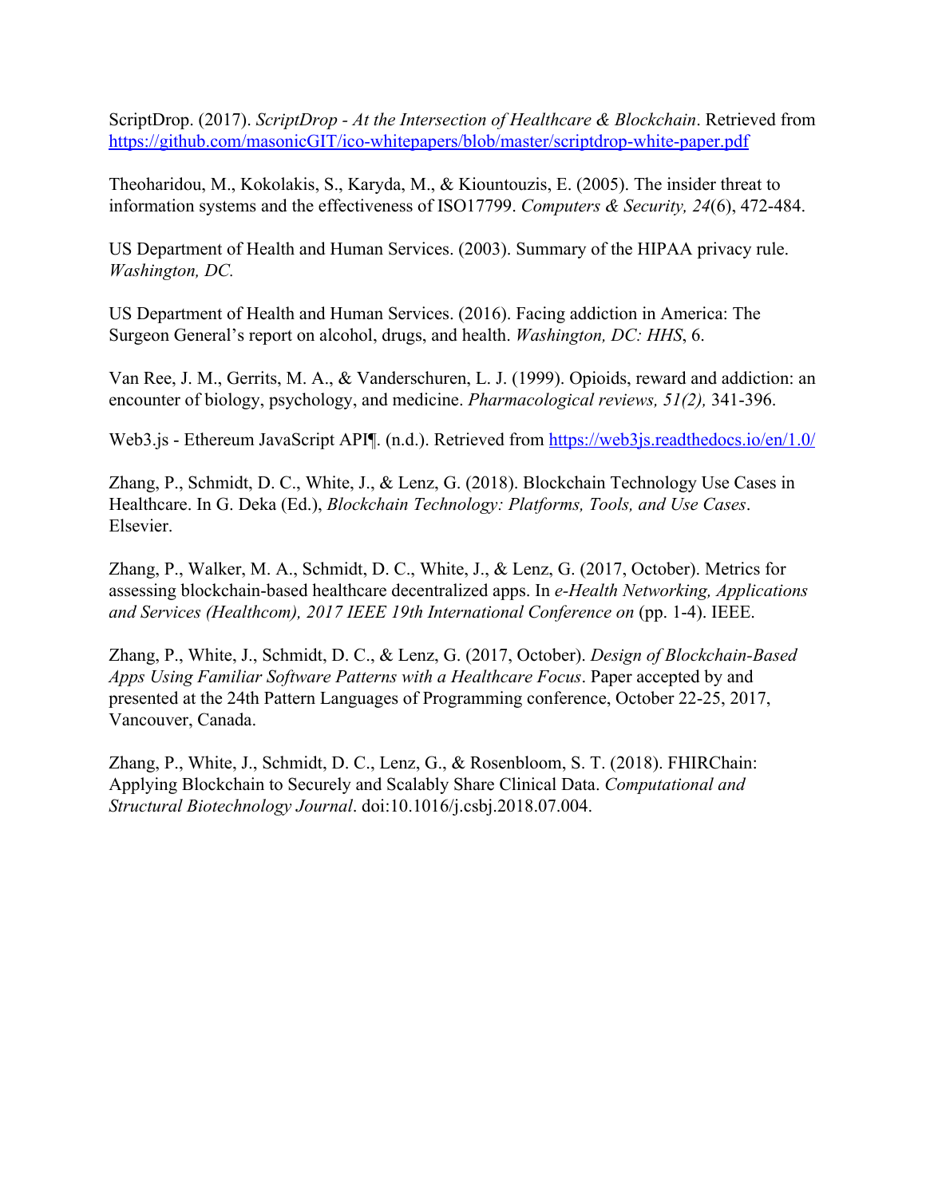ScriptDrop. (2017). *ScriptDrop - At the Intersection of Healthcare & Blockchain*. Retrieved from https://github.com/masonicGIT/ico-whitepapers/blob/master/scriptdrop-white-paper.pdf

Theoharidou, M., Kokolakis, S., Karyda, M., & Kiountouzis, E. (2005). The insider threat to information systems and the effectiveness of ISO17799. *Computers & Security, 24*(6), 472-484.

US Department of Health and Human Services. (2003). Summary of the HIPAA privacy rule. *Washington, DC.*

US Department of Health and Human Services. (2016). Facing addiction in America: The Surgeon General's report on alcohol, drugs, and health. *Washington, DC: HHS*, 6.

Van Ree, J. M., Gerrits, M. A., & Vanderschuren, L. J. (1999). Opioids, reward and addiction: an encounter of biology, psychology, and medicine. *Pharmacological reviews, 51(2),* 341-396.

Web3.js - Ethereum JavaScript API¶. (n.d.). Retrieved from https://web3js.readthedocs.io/en/1.0/

Zhang, P., Schmidt, D. C., White, J., & Lenz, G. (2018). Blockchain Technology Use Cases in Healthcare. In G. Deka (Ed.), *Blockchain Technology: Platforms, Tools, and Use Cases*. Elsevier.

Zhang, P., Walker, M. A., Schmidt, D. C., White, J., & Lenz, G. (2017, October). Metrics for assessing blockchain-based healthcare decentralized apps. In *e-Health Networking, Applications and Services (Healthcom), 2017 IEEE 19th International Conference on* (pp. 1-4). IEEE.

Zhang, P., White, J., Schmidt, D. C., & Lenz, G. (2017, October). *Design of Blockchain-Based Apps Using Familiar Software Patterns with a Healthcare Focus*. Paper accepted by and presented at the 24th Pattern Languages of Programming conference, October 22-25, 2017, Vancouver, Canada.

Zhang, P., White, J., Schmidt, D. C., Lenz, G., & Rosenbloom, S. T. (2018). FHIRChain: Applying Blockchain to Securely and Scalably Share Clinical Data. *Computational and Structural Biotechnology Journal*. doi:10.1016/j.csbj.2018.07.004.